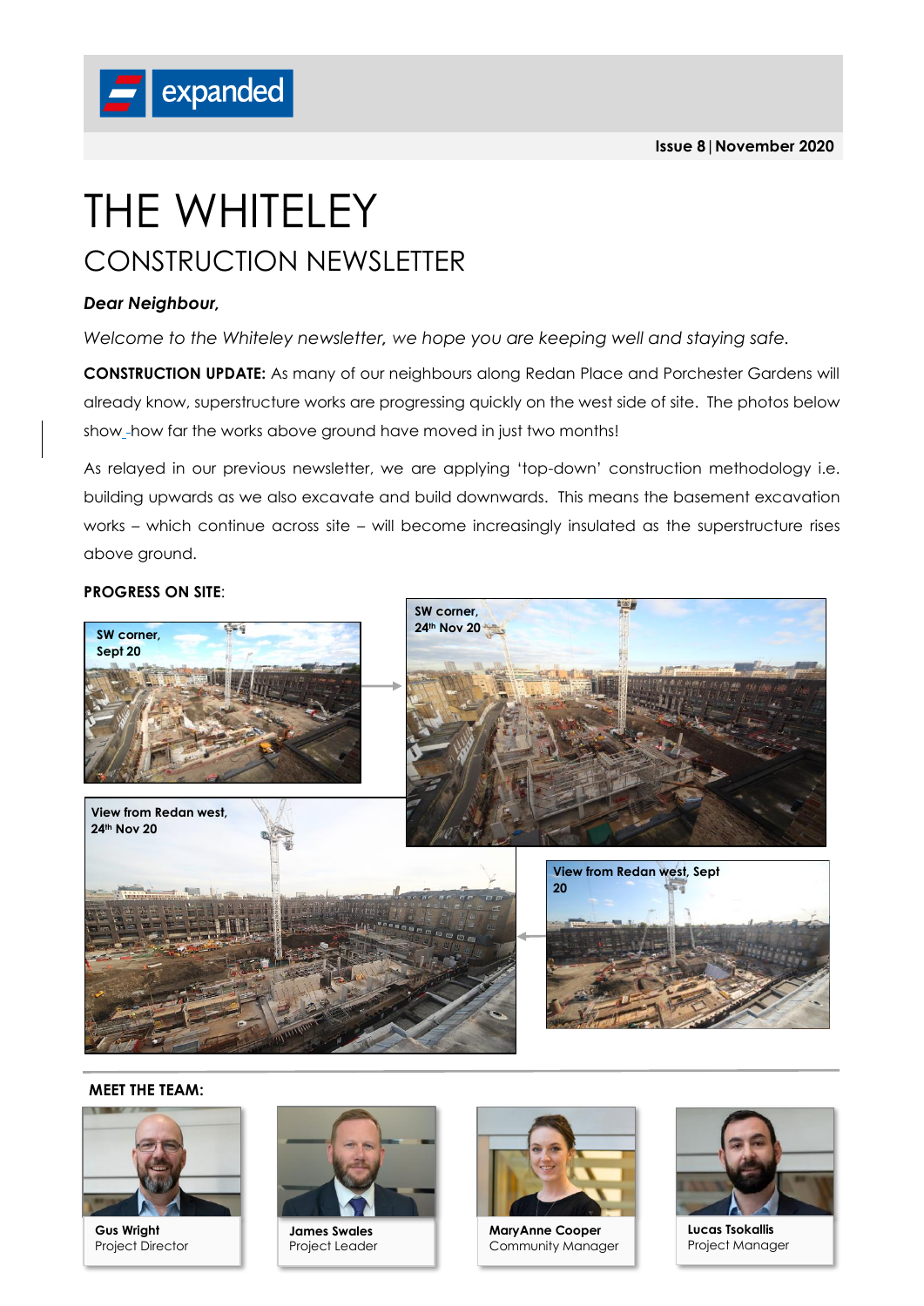expanded

**Issue 8 | November 2020**

# THE WHITELEY

## CONSTRUCTION NEWSLETTER

***Dear Neighbour,***

*Welcome to the Whiteley newsletter, we hope you are keeping well and staying safe.*

**CONSTRUCTION UPDATE:** As many of our neighbours along Redan Place and Porchester Gardens will already know, superstructure works are progressing quickly on the west side of site. The photos below show how far the works above ground have moved in just two months!

As relayed in our previous newsletter, we are applying 'top-down' construction methodology i.e. building upwards as we also excavate and build downwards. This means the basement excavation works – which continue across site – will become increasingly insulated as the superstructure rises above ground.

**PROGRESS ON SITE**:

SW corner, Sept 20

SW corner, 24th Nov 20

View from Redan west, 24th Nov 20

View from Redan west, Sept 20

**MEET THE TEAM:**

**Gus Wright**
Project Director

**James Swales**
Project Leader

**MaryAnne Cooper**
Community Manager

**Lucas Tsokallis**
Project Manager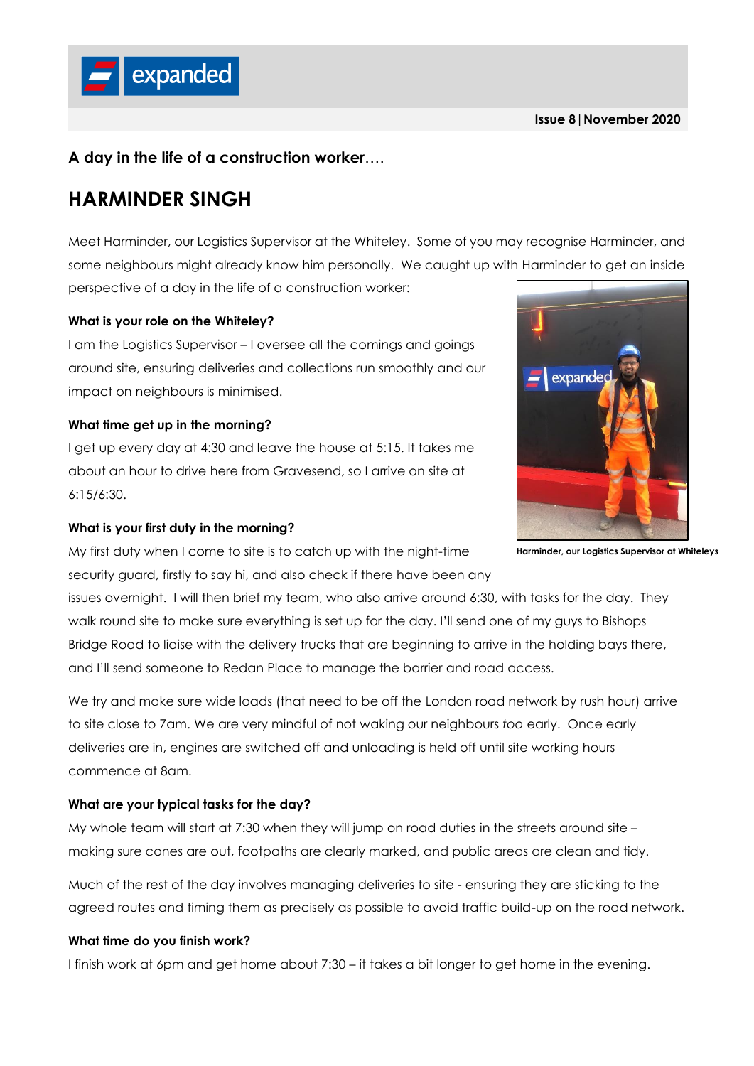**Issue 8 | November 2020**

### A day in the life of a construction worker….

# HARMINDER SINGH

Meet Harminder, our Logistics Supervisor at the Whiteley. Some of you may recognise Harminder, and some neighbours might already know him personally. We caught up with Harminder to get an inside perspective of a day in the life of a construction worker:

**What is your role on the Whiteley?**

I am the Logistics Supervisor – I oversee all the comings and goings around site, ensuring deliveries and collections run smoothly and our impact on neighbours is minimised.

**What time get up in the morning?**

I get up every day at 4:30 and leave the house at 5:15. It takes me about an hour to drive here from Gravesend, so I arrive on site at 6:15/6:30.

**What is your first duty in the morning?**

My first duty when I come to site is to catch up with the night-time security guard, firstly to say hi, and also check if there have been any issues overnight. I will then brief my team, who also arrive around 6:30, with tasks for the day. They walk round site to make sure everything is set up for the day. I'll send one of my guys to Bishops Bridge Road to liaise with the delivery trucks that are beginning to arrive in the holding bays there, and I'll send someone to Redan Place to manage the barrier and road access.

Harminder, our Logistics Supervisor at Whiteleys

We try and make sure wide loads (that need to be off the London road network by rush hour) arrive to site close to 7am. We are very mindful of not waking our neighbours *too* early. Once early deliveries are in, engines are switched off and unloading is held off until site working hours commence at 8am.

**What are your typical tasks for the day?**

My whole team will start at 7:30 when they will jump on road duties in the streets around site – making sure cones are out, footpaths are clearly marked, and public areas are clean and tidy.

Much of the rest of the day involves managing deliveries to site - ensuring they are sticking to the agreed routes and timing them as precisely as possible to avoid traffic build-up on the road network.

**What time do you finish work?**

I finish work at 6pm and get home about 7:30 – it takes a bit longer to get home in the evening.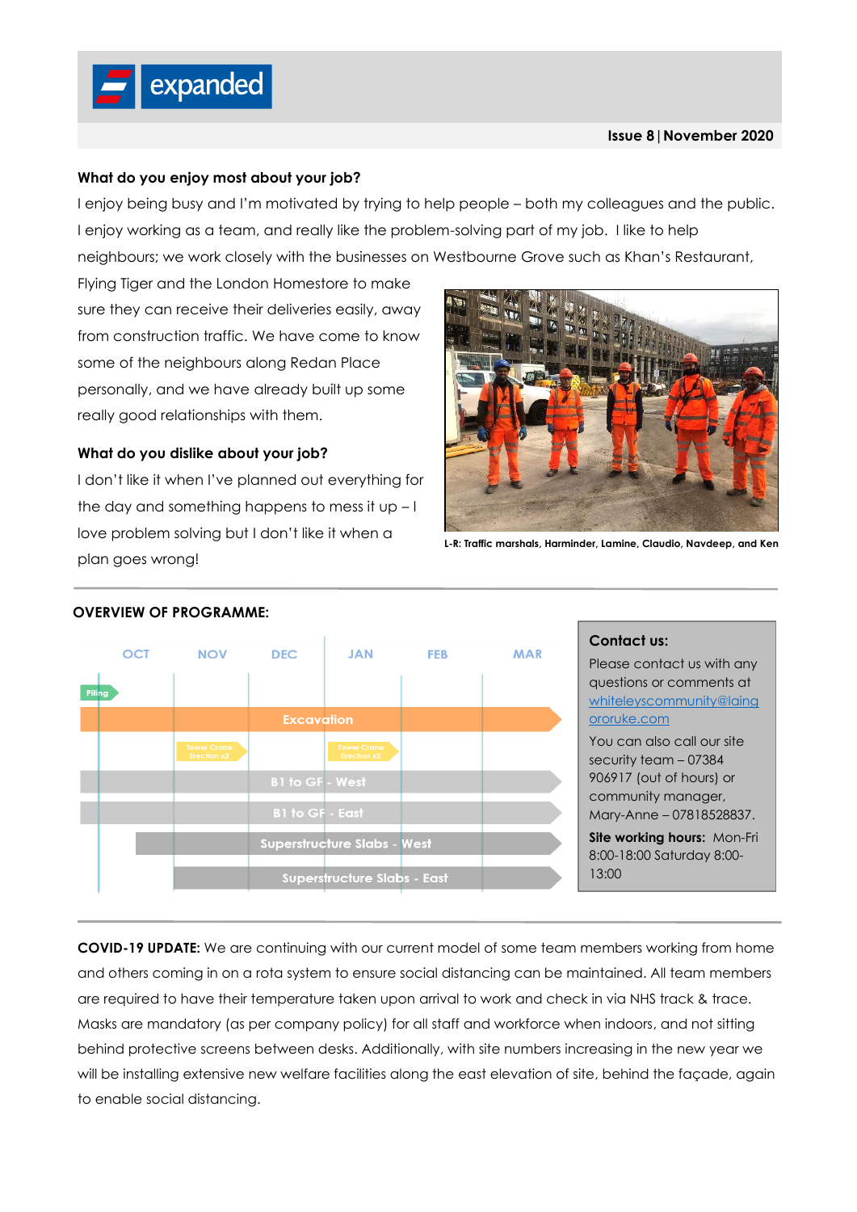expanded

Issue 8 | November 2020

**What do you enjoy most about your job?**

I enjoy being busy and I'm motivated by trying to help people – both my colleagues and the public. I enjoy working as a team, and really like the problem-solving part of my job. I like to help neighbours; we work closely with the businesses on Westbourne Grove such as Khan's Restaurant, Flying Tiger and the London Homestore to make sure they can receive their deliveries easily, away from construction traffic. We have come to know some of the neighbours along Redan Place personally, and we have already built up some really good relationships with them.

**What do you dislike about your job?**

I don't like it when I've planned out everything for the day and something happens to mess it up – I love problem solving but I don't like it when a plan goes wrong!

L-R: Traffic marshals, Harminder, Lamine, Claudio, Navdeep, and Ken

**OVERVIEW OF PROGRAMME:**

OCT NOV DEC JAN FEB MAR

Piling

Excavation

Tower Crane Erection x2

Tower Crane Erection x2

B1 to GF - West

B1 to GF - East

Superstructure Slabs - West

Superstructure Slabs - East

**Contact us:**

Please contact us with any questions or comments at whiteleyscommunity@laingororuke.com

You can also call our site security team – 07384 906917 (out of hours) or community manager, Mary-Anne – 07818528837.

**Site working hours:** Mon-Fri 8:00-18:00 Saturday 8:00-13:00

**COVID-19 UPDATE:** We are continuing with our current model of some team members working from home and others coming in on a rota system to ensure social distancing can be maintained. All team members are required to have their temperature taken upon arrival to work and check in via NHS track & trace. Masks are mandatory (as per company policy) for all staff and workforce when indoors, and not sitting behind protective screens between desks. Additionally, with site numbers increasing in the new year we will be installing extensive new welfare facilities along the east elevation of site, behind the façade, again to enable social distancing.